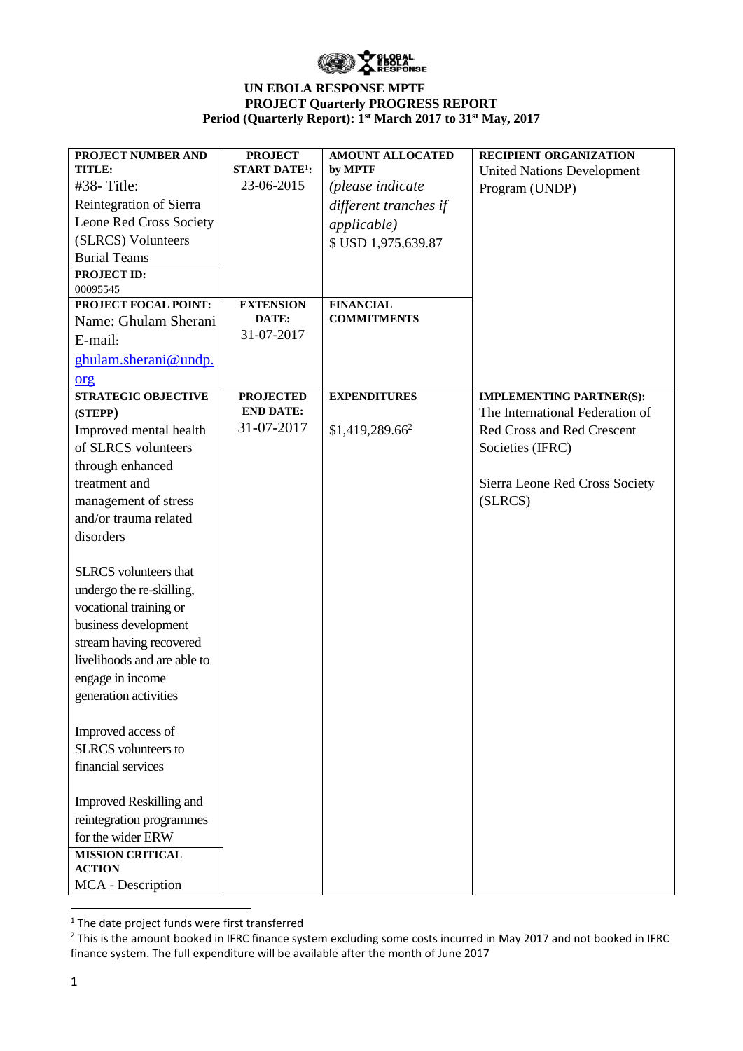**UN EBOLA RESPONSE MPTF**
**PROJECT Quarterly PROGRESS REPORT**
**Period (Quarterly Report): 1st March 2017 to 31st May, 2017**

| | | | |
|---|---|---|---|
| **PROJECT NUMBER AND TITLE:** #38- Title: Reintegration of Sierra Leone Red Cross Society (SLRCS) Volunteers Burial Teams<br>**PROJECT ID:** 00095545 | **PROJECT START DATE**[1]**:** 23-06-2015 | **AMOUNT ALLOCATED by MPTF** *(please indicate different tranches if applicable)* $ USD 1,975,639.87 | **RECIPIENT ORGANIZATION** United Nations Development Program (UNDP) |
| **PROJECT FOCAL POINT:** Name: Ghulam Sherani E-mail: ghulam.sherani@undp.org | **EXTENSION DATE:** 31-07-2017 | **FINANCIAL COMMITMENTS** | |
| **STRATEGIC OBJECTIVE (STEPP)** Improved mental health of SLRCS volunteers through enhanced treatment and management of stress and/or trauma related disorders<br><br>SLRCS volunteers that undergo the re-skilling, vocational training or business development stream having recovered livelihoods and are able to engage in income generation activities<br><br>Improved access of SLRCS volunteers to financial services<br><br>Improved Reskilling and reintegration programmes for the wider ERW<br>**MISSION CRITICAL ACTION** MCA - Description | **PROJECTED END DATE:** 31-07-2017 | **EXPENDITURES** $1,419,289.66[2] | **IMPLEMENTING PARTNER(S):** The International Federation of Red Cross and Red Crescent Societies (IFRC)<br><br>Sierra Leone Red Cross Society (SLRCS) |

[1] The date project funds were first transferred

[2] This is the amount booked in IFRC finance system excluding some costs incurred in May 2017 and not booked in IFRC finance system. The full expenditure will be available after the month of June 2017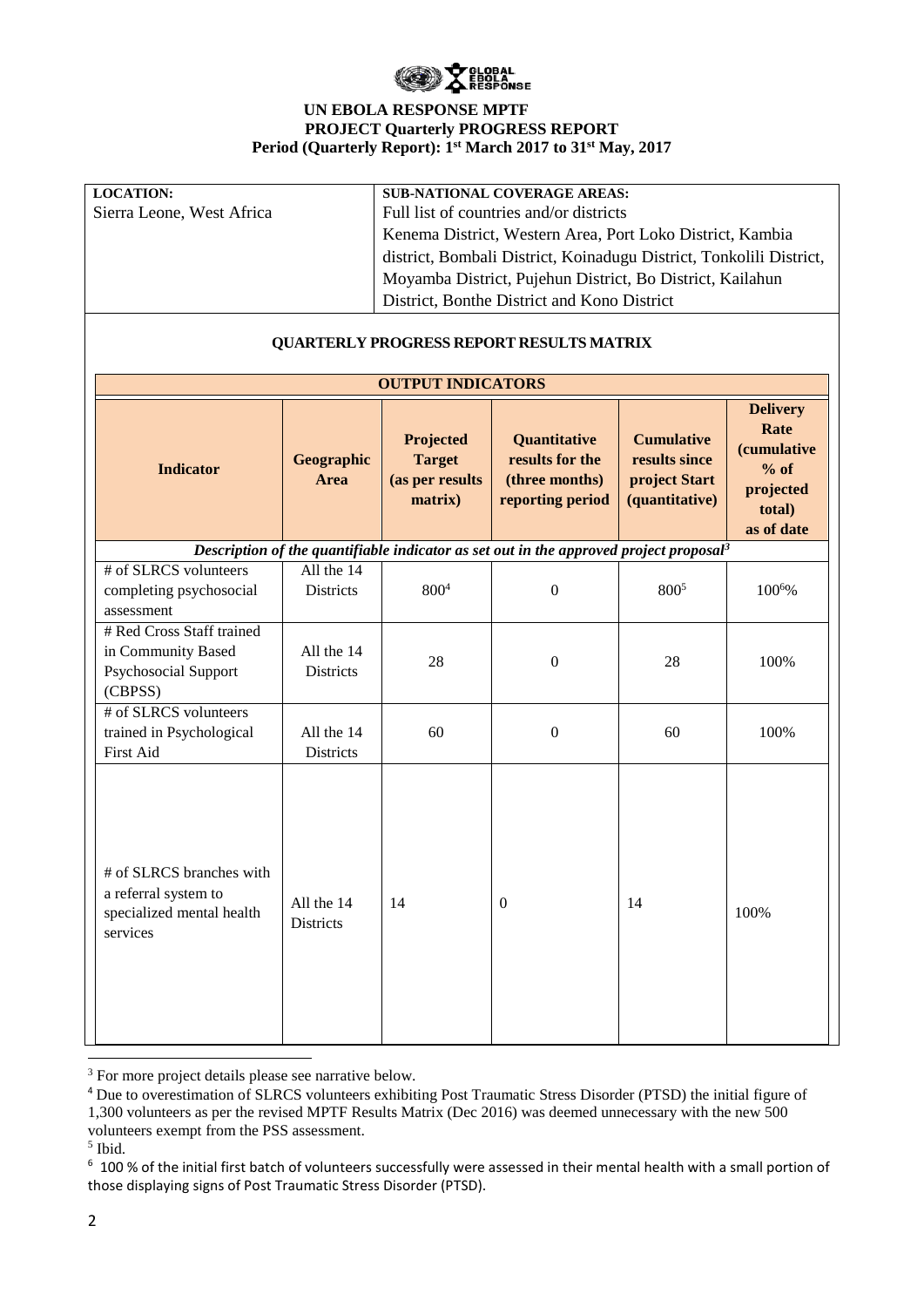UN EBOLA RESPONSE MPTF
PROJECT Quarterly PROGRESS REPORT
**Period (Quarterly Report): 1st March 2017 to 31st May, 2017**

| **LOCATION:** | **SUB-NATIONAL COVERAGE AREAS:** |
|---|---|
| Sierra Leone, West Africa | Full list of countries and/or districts<br>Kenema District, Western Area, Port Loko District, Kambia district, Bombali District, Koinadugu District, Tonkolili District, Moyamba District, Pujehun District, Bo District, Kailahun District, Bonthe District and Kono District |

**QUARTERLY PROGRESS REPORT RESULTS MATRIX**

| OUTPUT INDICATORS | | | | | |
|---|---|---|---|---|---|
| **Indicator** | **Geographic Area** | **Projected Target (as per results matrix)** | **Quantitative results for the (three months) reporting period** | **Cumulative results since project Start (quantitative)** | **Delivery Rate (cumulative % of projected total) as of date** |
| *Description of the quantifiable indicator as set out in the approved project proposal[3]* | | | | | |
| # of SLRCS volunteers completing psychosocial assessment | All the 14 Districts | 800[4] | 0 | 800[5] | 100[6]% |
| # Red Cross Staff trained in Community Based Psychosocial Support (CBPSS) | All the 14 Districts | 28 | 0 | 28 | 100% |
| # of SLRCS volunteers trained in Psychological First Aid | All the 14 Districts | 60 | 0 | 60 | 100% |
| # of SLRCS branches with a referral system to specialized mental health services | All the 14 Districts | 14 | 0 | 14 | 100% |

[3] For more project details please see narrative below.

[4] Due to overestimation of SLRCS volunteers exhibiting Post Traumatic Stress Disorder (PTSD) the initial figure of 1,300 volunteers as per the revised MPTF Results Matrix (Dec 2016) was deemed unnecessary with the new 500 volunteers exempt from the PSS assessment.

[5] Ibid.

[6] 100 % of the initial first batch of volunteers successfully were assessed in their mental health with a small portion of those displaying signs of Post Traumatic Stress Disorder (PTSD).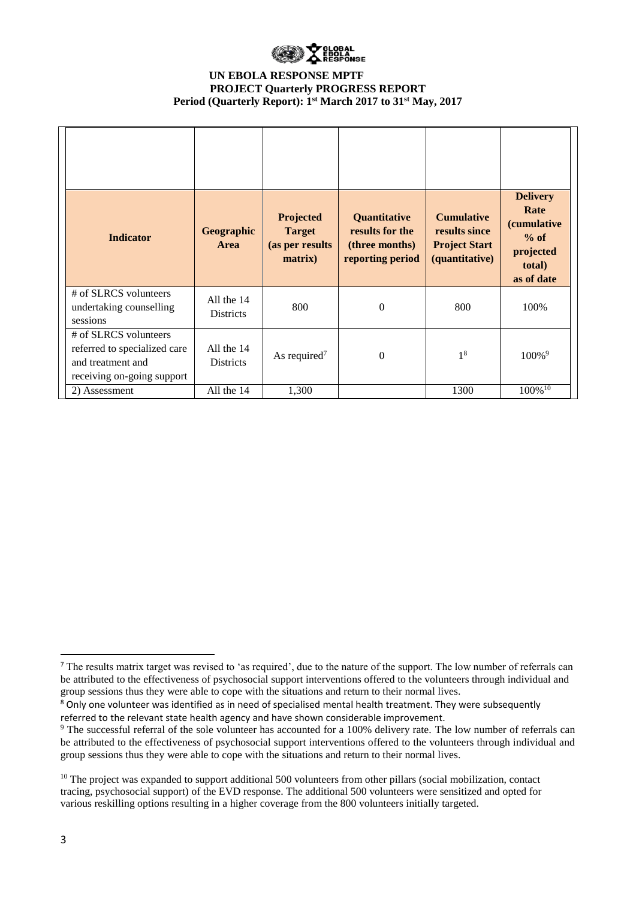| Indicator | Geographic Area | Projected Target (as per results matrix) | Quantitative results for the (three months) reporting period | Cumulative results since Project Start (quantitative) | Delivery Rate (cumulative % of projected total) as of date |
|---|---|---|---|---|---|
| # of SLRCS volunteers undertaking counselling sessions | All the 14 Districts | 800 | 0 | 800 | 100% |
| # of SLRCS volunteers referred to specialized care and treatment and receiving on-going support | All the 14 Districts | As required[7] | 0 | 1[8] | 100%[9] |
| 2) Assessment | All the 14 | 1,300 | | 1300 | 100%[10] |

[7] The results matrix target was revised to 'as required', due to the nature of the support. The low number of referrals can be attributed to the effectiveness of psychosocial support interventions offered to the volunteers through individual and group sessions thus they were able to cope with the situations and return to their normal lives.

[8] Only one volunteer was identified as in need of specialised mental health treatment. They were subsequently referred to the relevant state health agency and have shown considerable improvement.

[9] The successful referral of the sole volunteer has accounted for a 100% delivery rate. The low number of referrals can be attributed to the effectiveness of psychosocial support interventions offered to the volunteers through individual and group sessions thus they were able to cope with the situations and return to their normal lives.

[10] The project was expanded to support additional 500 volunteers from other pillars (social mobilization, contact tracing, psychosocial support) of the EVD response. The additional 500 volunteers were sensitized and opted for various reskilling options resulting in a higher coverage from the 800 volunteers initially targeted.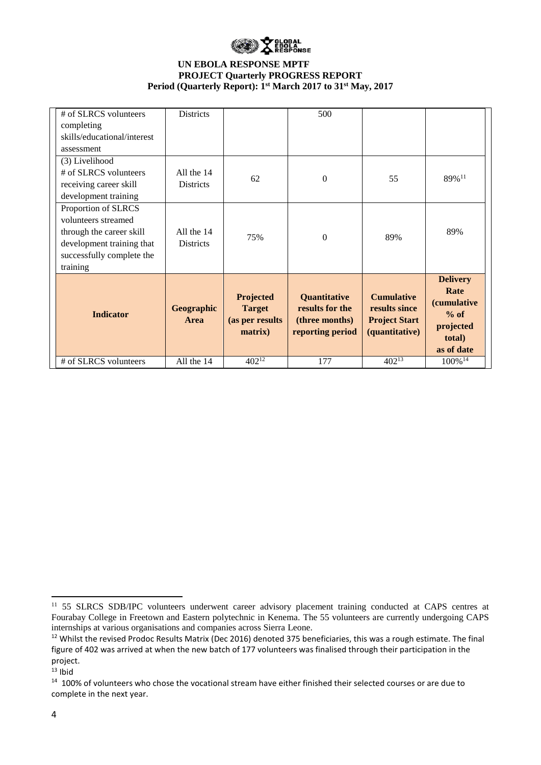| | | | | | |
|---|---|---|---|---|---|
| # of SLRCS volunteers completing skills/educational/interest assessment | Districts | | 500 | | |
| (3) Livelihood<br># of SLRCS volunteers receiving career skill development training | All the 14 Districts | 62 | 0 | 55 | 89%[11] |
| Proportion of SLRCS volunteers streamed through the career skill development training that successfully complete the training | All the 14 Districts | 75% | 0 | 89% | 89% |
| **Indicator** | **Geographic Area** | **Projected Target (as per results matrix)** | **Quantitative results for the (three months) reporting period** | **Cumulative results since Project Start (quantitative)** | **Delivery Rate (cumulative % of projected total) as of date** |
| # of SLRCS volunteers | All the 14 | 402[12] | 177 | 402[13] | 100%[14] |

[11] 55 SLRCS SDB/IPC volunteers underwent career advisory placement training conducted at CAPS centres at Fourabay College in Freetown and Eastern polytechnic in Kenema. The 55 volunteers are currently undergoing CAPS internships at various organisations and companies across Sierra Leone.

[12] Whilst the revised Prodoc Results Matrix (Dec 2016) denoted 375 beneficiaries, this was a rough estimate. The final figure of 402 was arrived at when the new batch of 177 volunteers was finalised through their participation in the project.

[13] Ibid

[14] 100% of volunteers who chose the vocational stream have either finished their selected courses or are due to complete in the next year.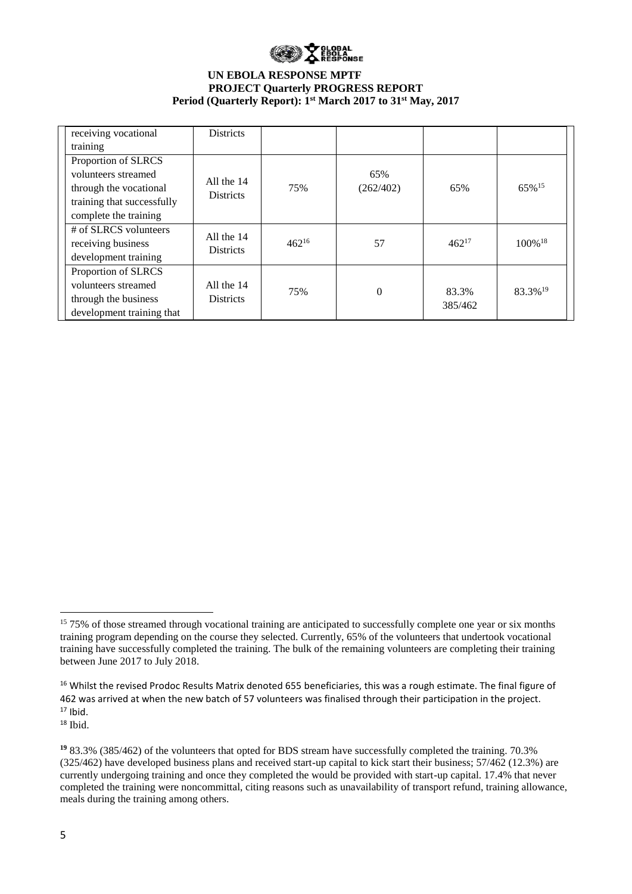| | | | | | |
|---|---|---|---|---|---|
| receiving vocational training | Districts | | | | |
| Proportion of SLRCS volunteers streamed through the vocational training that successfully complete the training | All the 14 Districts | 75% | 65% (262/402) | 65% | 65%[15] |
| # of SLRCS volunteers receiving business development training | All the 14 Districts | 462[16] | 57 | 462[17] | 100%[18] |
| Proportion of SLRCS volunteers streamed through the business development training that | All the 14 Districts | 75% | 0 | 83.3% 385/462 | 83.3%[19] |

[15] 75% of those streamed through vocational training are anticipated to successfully complete one year or six months training program depending on the course they selected. Currently, 65% of the volunteers that undertook vocational training have successfully completed the training. The bulk of the remaining volunteers are completing their training between June 2017 to July 2018.

[16] Whilst the revised Prodoc Results Matrix denoted 655 beneficiaries, this was a rough estimate. The final figure of 462 was arrived at when the new batch of 57 volunteers was finalised through their participation in the project.

[17] Ibid.

[18] Ibid.

[19] 83.3% (385/462) of the volunteers that opted for BDS stream have successfully completed the training. 70.3% (325/462) have developed business plans and received start-up capital to kick start their business; 57/462 (12.3%) are currently undergoing training and once they completed the would be provided with start-up capital. 17.4% that never completed the training were noncommittal, citing reasons such as unavailability of transport refund, training allowance, meals during the training among others.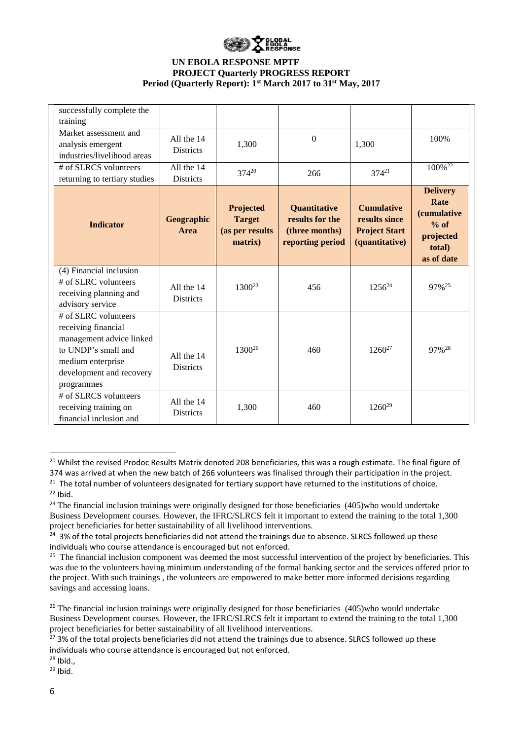| successfully complete the training | | | | | |
|---|---|---|---|---|---|
| Market assessment and analysis emergent industries/livelihood areas | All the 14 Districts | 1,300 | 0 | 1,300 | 100% |
| # of SLRCS volunteers returning to tertiary studies | All the 14 Districts | 374[20] | 266 | 374[21] | 100%[22] |
| **Indicator** | **Geographic Area** | **Projected Target (as per results matrix)** | **Quantitative results for the (three months) reporting period** | **Cumulative results since Project Start (quantitative)** | **Delivery Rate (cumulative % of projected total) as of date** |
| (4) Financial inclusion # of SLRC volunteers receiving planning and advisory service | All the 14 Districts | 1300[23] | 456 | 1256[24] | 97%[25] |
| # of SLRC volunteers receiving financial management advice linked to UNDP's small and medium enterprise development and recovery programmes | All the 14 Districts | 1300[26] | 460 | 1260[27] | 97%[28] |
| # of SLRCS volunteers receiving training on financial inclusion and | All the 14 Districts | 1,300 | 460 | 1260[29] | |

[20] Whilst the revised Prodoc Results Matrix denoted 208 beneficiaries, this was a rough estimate. The final figure of 374 was arrived at when the new batch of 266 volunteers was finalised through their participation in the project.

[21] The total number of volunteers designated for tertiary support have returned to the institutions of choice.

[22] Ibid.

[23] The financial inclusion trainings were originally designed for those beneficiaries (405)who would undertake Business Development courses. However, the IFRC/SLRCS felt it important to extend the training to the total 1,300 project beneficiaries for better sustainability of all livelihood interventions.

[24] 3% of the total projects beneficiaries did not attend the trainings due to absence. SLRCS followed up these individuals who course attendance is encouraged but not enforced.

[25] The financial inclusion component was deemed the most successful intervention of the project by beneficiaries. This was due to the volunteers having minimum understanding of the formal banking sector and the services offered prior to the project. With such trainings , the volunteers are empowered to make better more informed decisions regarding savings and accessing loans.

[26] The financial inclusion trainings were originally designed for those beneficiaries (405)who would undertake Business Development courses. However, the IFRC/SLRCS felt it important to extend the training to the total 1,300 project beneficiaries for better sustainability of all livelihood interventions.

[27] 3% of the total projects beneficiaries did not attend the trainings due to absence. SLRCS followed up these individuals who course attendance is encouraged but not enforced.

[28] Ibid.,

[29] Ibid.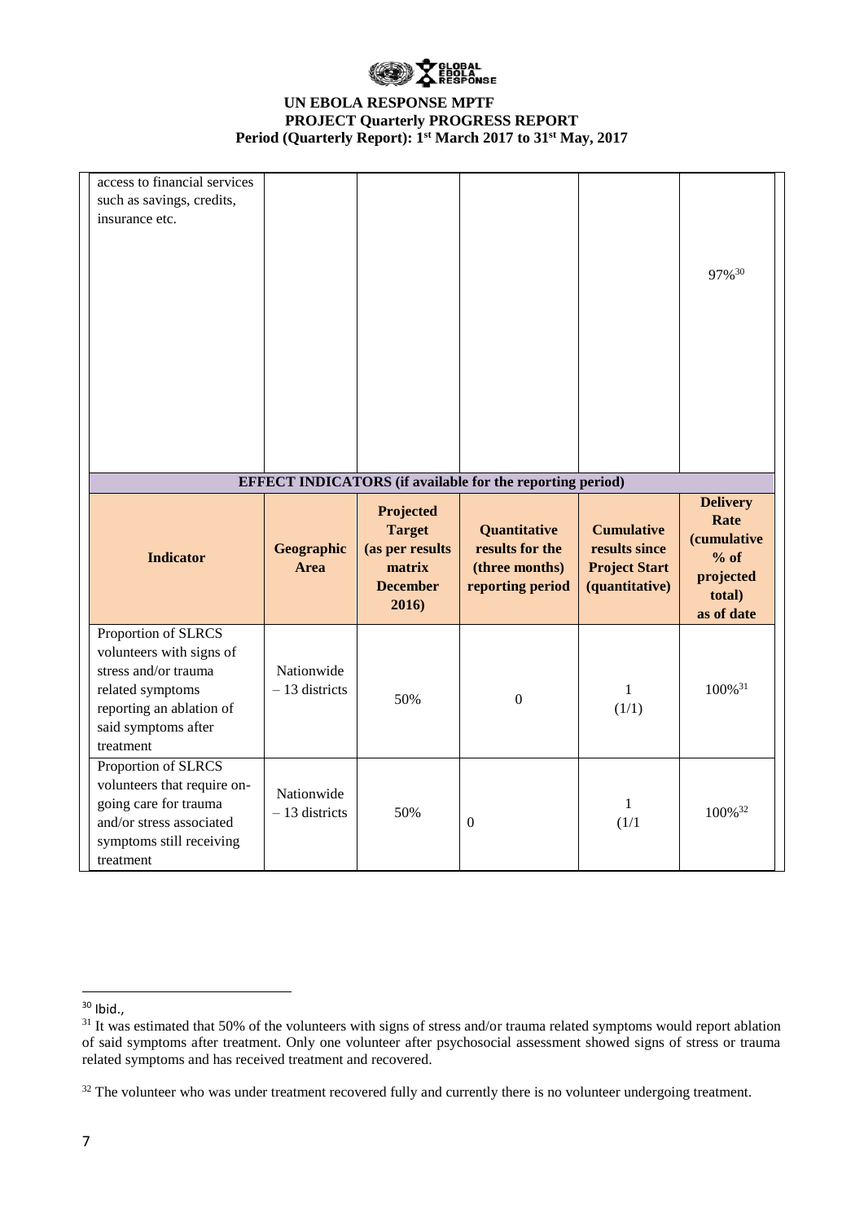| | | | | | |
|---|---|---|---|---|---|
| access to financial services such as savings, credits, insurance etc. | | | | | 97%[30] |

| EFFECT INDICATORS (if available for the reporting period) | | | | | |
|---|---|---|---|---|---|
| **Indicator** | **Geographic Area** | **Projected Target (as per results matrix December 2016)** | **Quantitative results for the (three months) reporting period** | **Cumulative results since Project Start (quantitative)** | **Delivery Rate (cumulative % of projected total) as of date** |
| Proportion of SLRCS volunteers with signs of stress and/or trauma related symptoms reporting an ablation of said symptoms after treatment | Nationwide – 13 districts | 50% | 0 | 1 (1/1) | 100%[31] |
| Proportion of SLRCS volunteers that require on-going care for trauma and/or stress associated symptoms still receiving treatment | Nationwide – 13 districts | 50% | 0 | 1 (1/1 | 100%[32] |

[30] Ibid.,

[31] It was estimated that 50% of the volunteers with signs of stress and/or trauma related symptoms would report ablation of said symptoms after treatment. Only one volunteer after psychosocial assessment showed signs of stress or trauma related symptoms and has received treatment and recovered.

[32] The volunteer who was under treatment recovered fully and currently there is no volunteer undergoing treatment.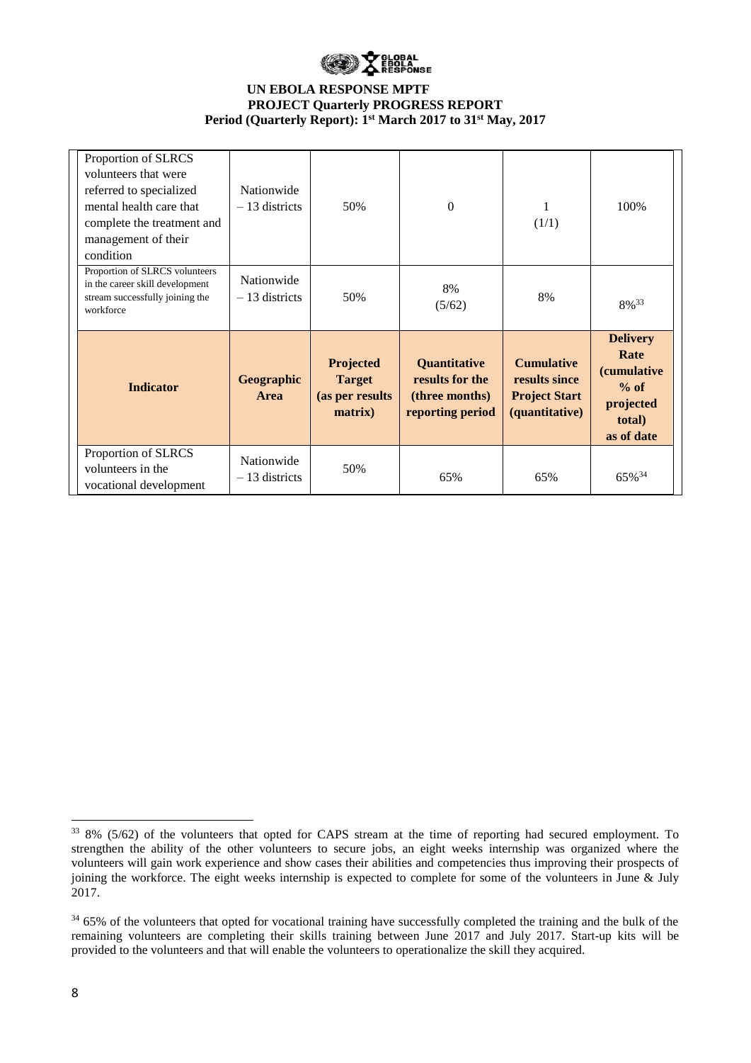| | | | | | |
|---|---|---|---|---|---|
| Proportion of SLRCS volunteers that were referred to specialized mental health care that complete the treatment and management of their condition | Nationwide – 13 districts | 50% | 0 | 1 (1/1) | 100% |
| Proportion of SLRCS volunteers in the career skill development stream successfully joining the workforce | Nationwide – 13 districts | 50% | 8% (5/62) | 8% | 8%[33] |
| **Indicator** | **Geographic Area** | **Projected Target (as per results matrix)** | **Quantitative results for the (three months) reporting period** | **Cumulative results since Project Start (quantitative)** | **Delivery Rate (cumulative % of projected total) as of date** |
| Proportion of SLRCS volunteers in the vocational development | Nationwide – 13 districts | 50% | 65% | 65% | 65%[34] |

[33] 8% (5/62) of the volunteers that opted for CAPS stream at the time of reporting had secured employment. To strengthen the ability of the other volunteers to secure jobs, an eight weeks internship was organized where the volunteers will gain work experience and show cases their abilities and competencies thus improving their prospects of joining the workforce. The eight weeks internship is expected to complete for some of the volunteers in June & July 2017.

[34] 65% of the volunteers that opted for vocational training have successfully completed the training and the bulk of the remaining volunteers are completing their skills training between June 2017 and July 2017. Start-up kits will be provided to the volunteers and that will enable the volunteers to operationalize the skill they acquired.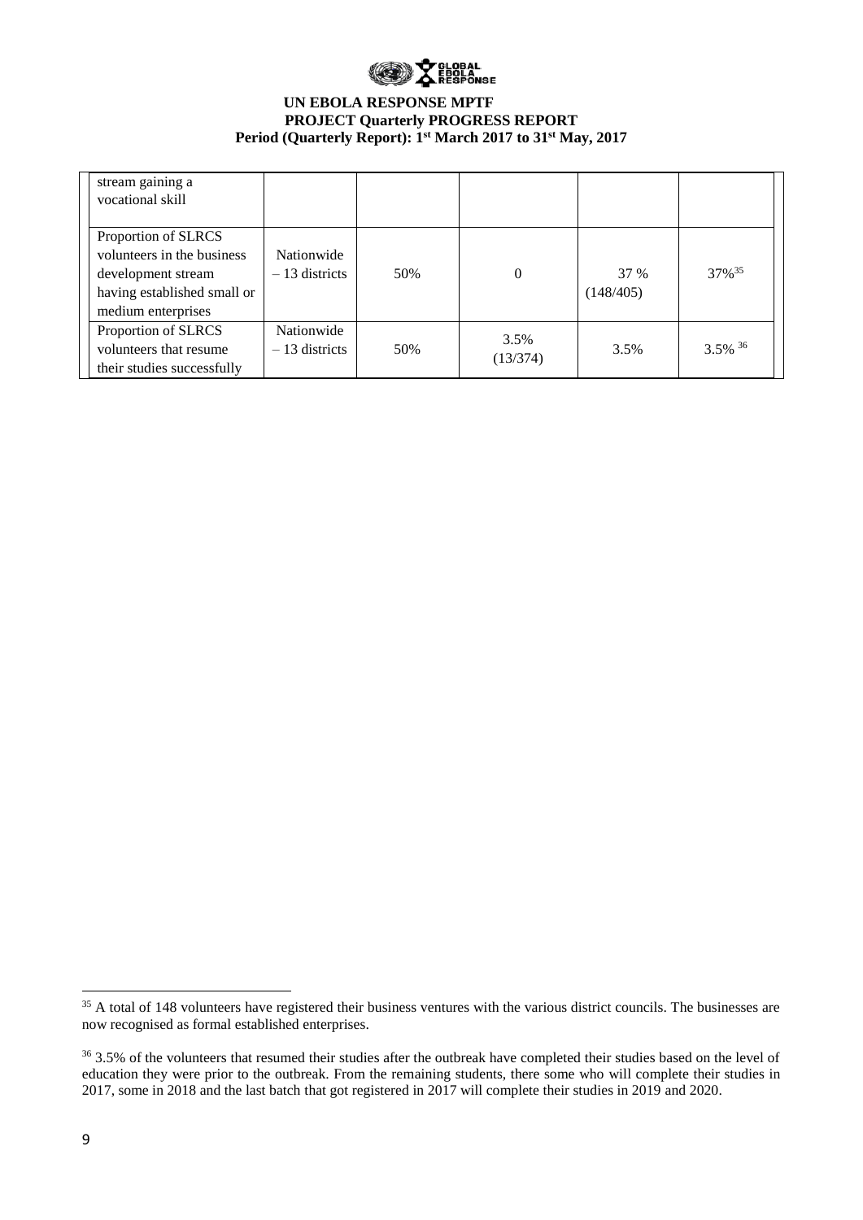| | | | | | |
|---|---|---|---|---|---|
| stream gaining a vocational skill | | | | | |
| Proportion of SLRCS volunteers in the business development stream having established small or medium enterprises | Nationwide – 13 districts | 50% | 0 | 37 % (148/405) | 37%[35] |
| Proportion of SLRCS volunteers that resume their studies successfully | Nationwide – 13 districts | 50% | 3.5% (13/374) | 3.5% | 3.5% [36] |

[35] A total of 148 volunteers have registered their business ventures with the various district councils. The businesses are now recognised as formal established enterprises.

[36] 3.5% of the volunteers that resumed their studies after the outbreak have completed their studies based on the level of education they were prior to the outbreak. From the remaining students, there some who will complete their studies in 2017, some in 2018 and the last batch that got registered in 2017 will complete their studies in 2019 and 2020.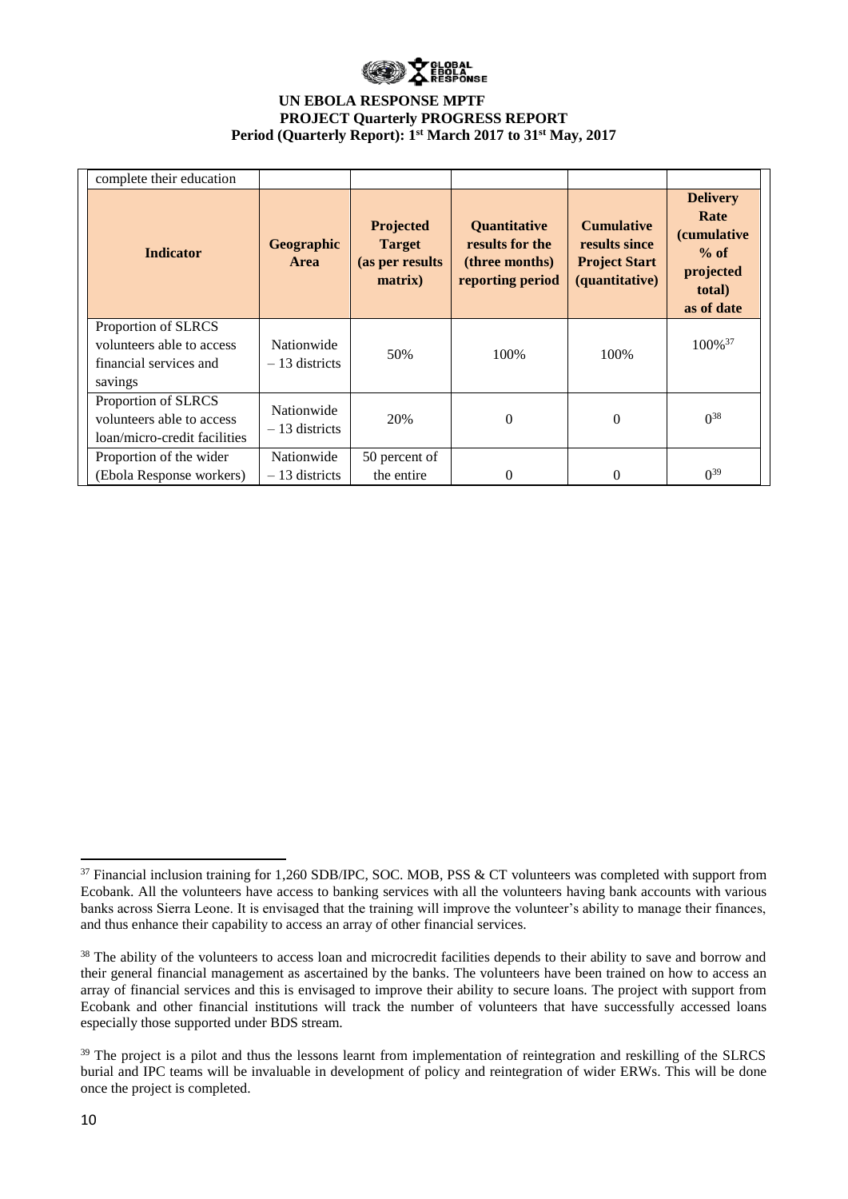| | | | | | |
|---|---|---|---|---|---|
| complete their education | | | | | |
| **Indicator** | **Geographic Area** | **Projected Target (as per results matrix)** | **Quantitative results for the (three months) reporting period** | **Cumulative results since Project Start (quantitative)** | **Delivery Rate (cumulative % of projected total) as of date** |
| Proportion of SLRCS volunteers able to access financial services and savings | Nationwide – 13 districts | 50% | 100% | 100% | 100%[37] |
| Proportion of SLRCS volunteers able to access loan/micro-credit facilities | Nationwide – 13 districts | 20% | 0 | 0 | 0[38] |
| Proportion of the wider (Ebola Response workers) | Nationwide – 13 districts | 50 percent of the entire | 0 | 0 | 0[39] |

[37] Financial inclusion training for 1,260 SDB/IPC, SOC. MOB, PSS & CT volunteers was completed with support from Ecobank. All the volunteers have access to banking services with all the volunteers having bank accounts with various banks across Sierra Leone. It is envisaged that the training will improve the volunteer's ability to manage their finances, and thus enhance their capability to access an array of other financial services.

[38] The ability of the volunteers to access loan and microcredit facilities depends to their ability to save and borrow and their general financial management as ascertained by the banks. The volunteers have been trained on how to access an array of financial services and this is envisaged to improve their ability to secure loans. The project with support from Ecobank and other financial institutions will track the number of volunteers that have successfully accessed loans especially those supported under BDS stream.

[39] The project is a pilot and thus the lessons learnt from implementation of reintegration and reskilling of the SLRCS burial and IPC teams will be invaluable in development of policy and reintegration of wider ERWs. This will be done once the project is completed.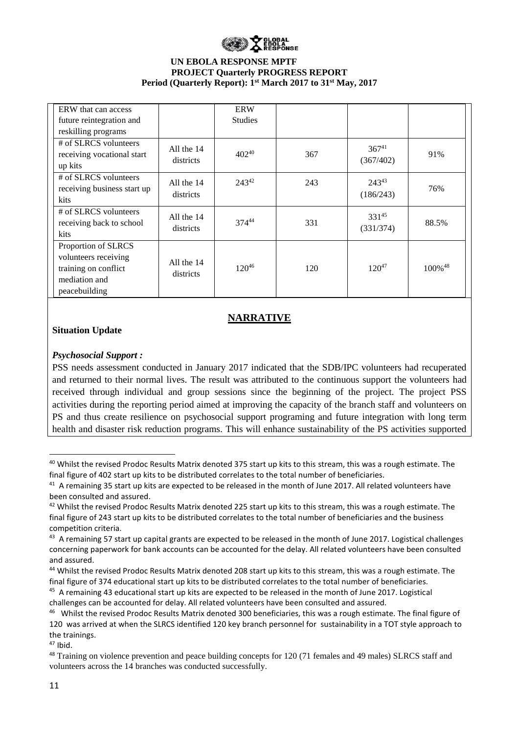| | | | | | |
|---|---|---|---|---|---|
| ERW that can access future reintegration and reskilling programs | | ERW Studies | | | |
| # of SLRCS volunteers receiving vocational start up kits | All the 14 districts | 402[40] | 367 | 367[41] (367/402) | 91% |
| # of SLRCS volunteers receiving business start up kits | All the 14 districts | 243[42] | 243 | 243[43] (186/243) | 76% |
| # of SLRCS volunteers receiving back to school kits | All the 14 districts | 374[44] | 331 | 331[45] (331/374) | 88.5% |
| Proportion of SLRCS volunteers receiving training on conflict mediation and peacebuilding | All the 14 districts | 120[46] | 120 | 120[47] | 100%[48] |

## NARRATIVE

**Situation Update**

***Psychosocial Support :***

PSS needs assessment conducted in January 2017 indicated that the SDB/IPC volunteers had recuperated and returned to their normal lives. The result was attributed to the continuous support the volunteers had received through individual and group sessions since the beginning of the project. The project PSS activities during the reporting period aimed at improving the capacity of the branch staff and volunteers on PS and thus create resilience on psychosocial support programing and future integration with long term health and disaster risk reduction programs. This will enhance sustainability of the PS activities supported

[40] Whilst the revised Prodoc Results Matrix denoted 375 start up kits to this stream, this was a rough estimate. The final figure of 402 start up kits to be distributed correlates to the total number of beneficiaries.

[41] A remaining 35 start up kits are expected to be released in the month of June 2017. All related volunteers have been consulted and assured.

[42] Whilst the revised Prodoc Results Matrix denoted 225 start up kits to this stream, this was a rough estimate. The final figure of 243 start up kits to be distributed correlates to the total number of beneficiaries and the business competition criteria.

[43] A remaining 57 start up capital grants are expected to be released in the month of June 2017. Logistical challenges concerning paperwork for bank accounts can be accounted for the delay. All related volunteers have been consulted and assured.

[44] Whilst the revised Prodoc Results Matrix denoted 208 start up kits to this stream, this was a rough estimate. The final figure of 374 educational start up kits to be distributed correlates to the total number of beneficiaries.

[45] A remaining 43 educational start up kits are expected to be released in the month of June 2017. Logistical challenges can be accounted for delay. All related volunteers have been consulted and assured.

[46] Whilst the revised Prodoc Results Matrix denoted 300 beneficiaries, this was a rough estimate. The final figure of 120 was arrived at when the SLRCS identified 120 key branch personnel for sustainability in a TOT style approach to the trainings.

[47] Ibid.

[48] Training on violence prevention and peace building concepts for 120 (71 females and 49 males) SLRCS staff and volunteers across the 14 branches was conducted successfully.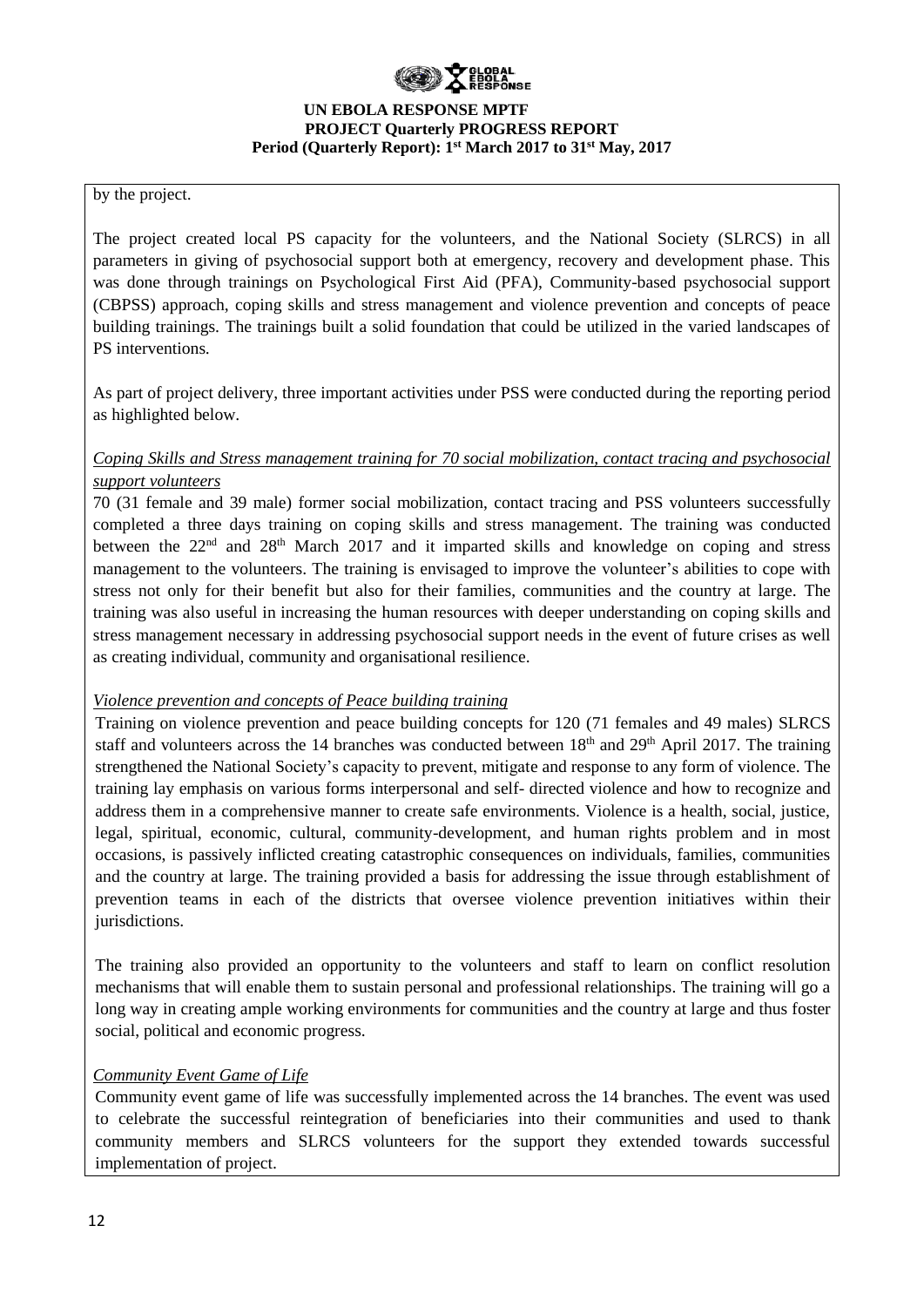by the project.

The project created local PS capacity for the volunteers, and the National Society (SLRCS) in all parameters in giving of psychosocial support both at emergency, recovery and development phase. This was done through trainings on Psychological First Aid (PFA), Community-based psychosocial support (CBPSS) approach, coping skills and stress management and violence prevention and concepts of peace building trainings. The trainings built a solid foundation that could be utilized in the varied landscapes of PS interventions.

As part of project delivery, three important activities under PSS were conducted during the reporting period as highlighted below.

*Coping Skills and Stress management training for 70 social mobilization, contact tracing and psychosocial support volunteers*

70 (31 female and 39 male) former social mobilization, contact tracing and PSS volunteers successfully completed a three days training on coping skills and stress management. The training was conducted between the 22nd and 28th March 2017 and it imparted skills and knowledge on coping and stress management to the volunteers. The training is envisaged to improve the volunteer's abilities to cope with stress not only for their benefit but also for their families, communities and the country at large. The training was also useful in increasing the human resources with deeper understanding on coping skills and stress management necessary in addressing psychosocial support needs in the event of future crises as well as creating individual, community and organisational resilience.

*Violence prevention and concepts of Peace building training*

Training on violence prevention and peace building concepts for 120 (71 females and 49 males) SLRCS staff and volunteers across the 14 branches was conducted between 18th and 29th April 2017. The training strengthened the National Society's capacity to prevent, mitigate and response to any form of violence. The training lay emphasis on various forms interpersonal and self- directed violence and how to recognize and address them in a comprehensive manner to create safe environments. Violence is a health, social, justice, legal, spiritual, economic, cultural, community-development, and human rights problem and in most occasions, is passively inflicted creating catastrophic consequences on individuals, families, communities and the country at large. The training provided a basis for addressing the issue through establishment of prevention teams in each of the districts that oversee violence prevention initiatives within their jurisdictions.

The training also provided an opportunity to the volunteers and staff to learn on conflict resolution mechanisms that will enable them to sustain personal and professional relationships. The training will go a long way in creating ample working environments for communities and the country at large and thus foster social, political and economic progress.

*Community Event Game of Life*

Community event game of life was successfully implemented across the 14 branches. The event was used to celebrate the successful reintegration of beneficiaries into their communities and used to thank community members and SLRCS volunteers for the support they extended towards successful implementation of project.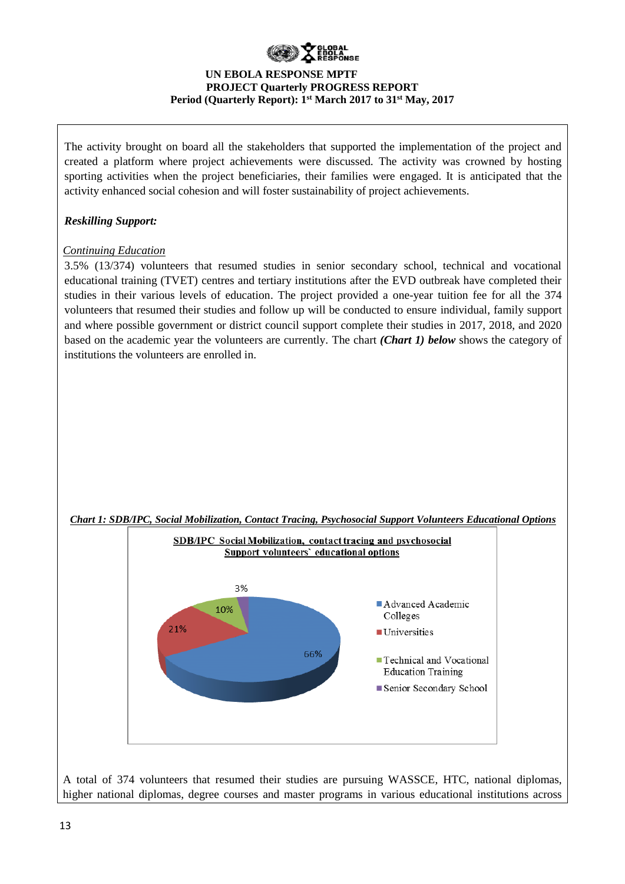The activity brought on board all the stakeholders that supported the implementation of the project and created a platform where project achievements were discussed. The activity was crowned by hosting sporting activities when the project beneficiaries, their families were engaged. It is anticipated that the activity enhanced social cohesion and will foster sustainability of project achievements.

***Reskilling Support:***

*Continuing Education*

3.5% (13/374) volunteers that resumed studies in senior secondary school, technical and vocational educational training (TVET) centres and tertiary institutions after the EVD outbreak have completed their studies in their various levels of education. The project provided a one-year tuition fee for all the 374 volunteers that resumed their studies and follow up will be conducted to ensure individual, family support and where possible government or district council support complete their studies in 2017, 2018, and 2020 based on the academic year the volunteers are currently. The chart ***(Chart 1) below*** shows the category of institutions the volunteers are enrolled in.

***Chart 1: SDB/IPC, Social Mobilization, Contact Tracing, Psychosocial Support Volunteers Educational Options***

**SDB/IPC Social Mobilization, contact tracing and psychosocial Support volunteers` educational options**

3%
10%
21%
66%

Advanced Academic Colleges
Universities
Technical and Vocational Education Training
Senior Secondary School

A total of 374 volunteers that resumed their studies are pursuing WASSCE, HTC, national diplomas, higher national diplomas, degree courses and master programs in various educational institutions across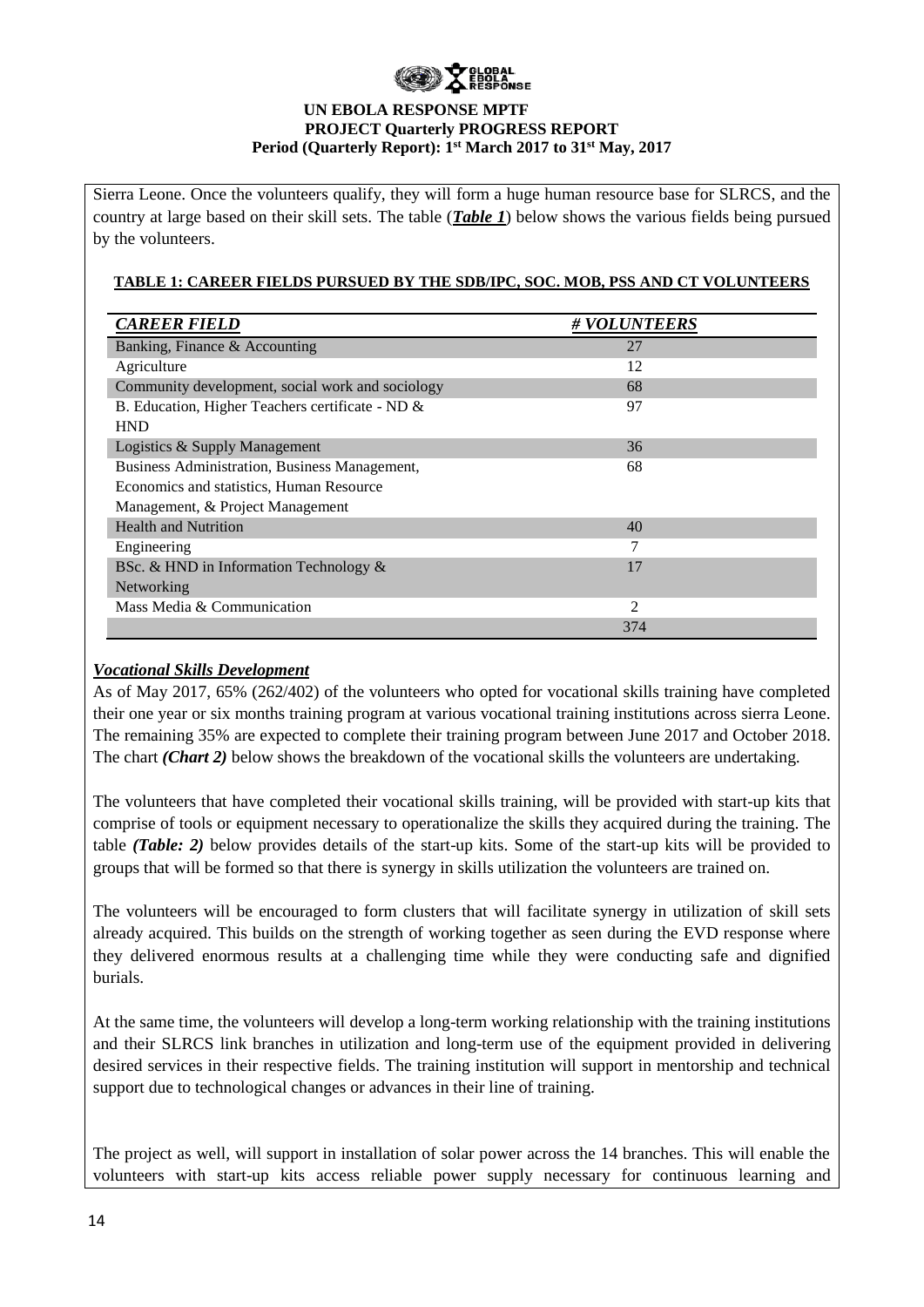Sierra Leone. Once the volunteers qualify, they will form a huge human resource base for SLRCS, and the country at large based on their skill sets. The table (***Table 1***) below shows the various fields being pursued by the volunteers.

**TABLE 1: CAREER FIELDS PURSUED BY THE SDB/IPC, SOC. MOB, PSS AND CT VOLUNTEERS**

| ***CAREER FIELD*** | ***# VOLUNTEERS*** |
|---|---|
| Banking, Finance & Accounting | 27 |
| Agriculture | 12 |
| Community development, social work and sociology | 68 |
| B. Education, Higher Teachers certificate - ND & HND | 97 |
| Logistics & Supply Management | 36 |
| Business Administration, Business Management, Economics and statistics, Human Resource Management, & Project Management | 68 |
| Health and Nutrition | 40 |
| Engineering | 7 |
| BSc. & HND in Information Technology & Networking | 17 |
| Mass Media & Communication | 2 |
| | 374 |

***Vocational Skills Development***

As of May 2017, 65% (262/402) of the volunteers who opted for vocational skills training have completed their one year or six months training program at various vocational training institutions across sierra Leone. The remaining 35% are expected to complete their training program between June 2017 and October 2018. The chart ***(Chart 2)*** below shows the breakdown of the vocational skills the volunteers are undertaking.

The volunteers that have completed their vocational skills training, will be provided with start-up kits that comprise of tools or equipment necessary to operationalize the skills they acquired during the training. The table ***(Table: 2)*** below provides details of the start-up kits. Some of the start-up kits will be provided to groups that will be formed so that there is synergy in skills utilization the volunteers are trained on.

The volunteers will be encouraged to form clusters that will facilitate synergy in utilization of skill sets already acquired. This builds on the strength of working together as seen during the EVD response where they delivered enormous results at a challenging time while they were conducting safe and dignified burials.

At the same time, the volunteers will develop a long-term working relationship with the training institutions and their SLRCS link branches in utilization and long-term use of the equipment provided in delivering desired services in their respective fields. The training institution will support in mentorship and technical support due to technological changes or advances in their line of training.

The project as well, will support in installation of solar power across the 14 branches. This will enable the volunteers with start-up kits access reliable power supply necessary for continuous learning and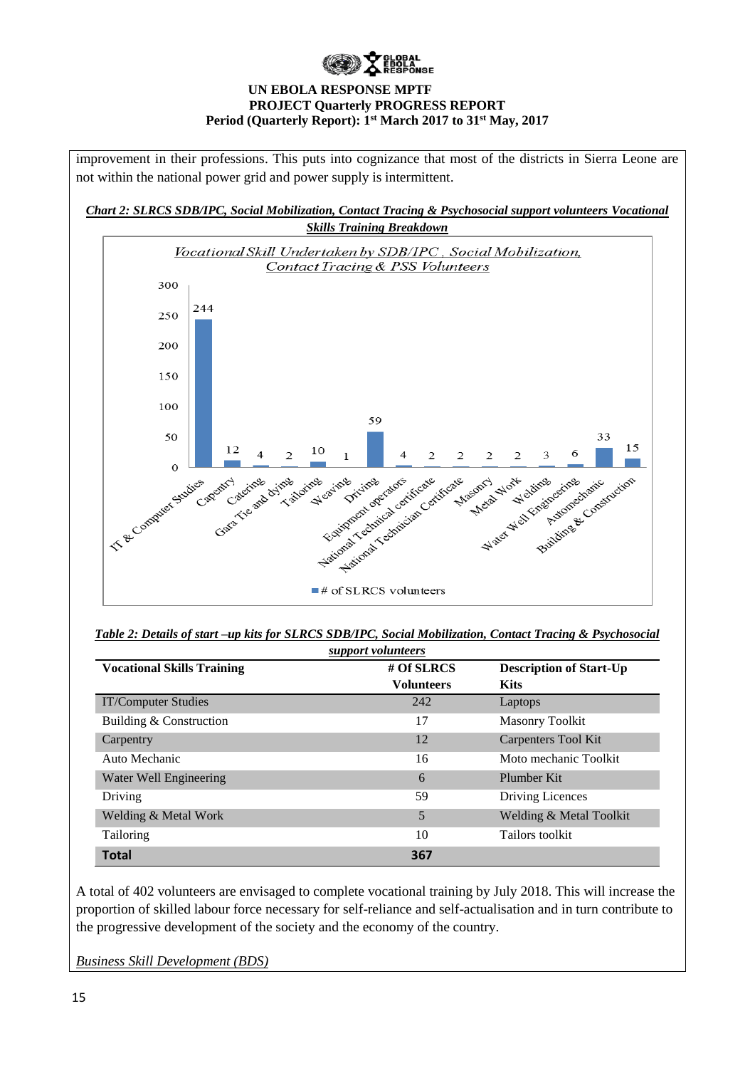improvement in their professions. This puts into cognizance that most of the districts in Sierra Leone are not within the national power grid and power supply is intermittent.

***Chart 2: SLRCS SDB/IPC, Social Mobilization, Contact Tracing & Psychosocial support volunteers Vocational Skills Training Breakdown***

Vocational Skill Undertaken by SDB/IPC , Social Mobilization, Contact Tracing & PSS Volunteers

300
250
200
150
100
50
0

244
12
4
2
10
1
59
4
2
2
2
2
3
6
33
15

IT & Computer Studies
Capentry
Catering
Gara Tie and dying
Tailoring
Weaving
Driving
Equipment operators
National Technical certificate
National Technician Certificate
Masonry
Metal Work
Welding
Water Well Engineering
Automechanic
Building & Construction

# of SLRCS volunteers

***Table 2: Details of start –up kits for SLRCS SDB/IPC, Social Mobilization, Contact Tracing & Psychosocial support volunteers***

| Vocational Skills Training | # Of SLRCS Volunteers | Description of Start-Up Kits |
|---|---|---|
| IT/Computer Studies | 242 | Laptops |
| Building & Construction | 17 | Masonry Toolkit |
| Carpentry | 12 | Carpenters Tool Kit |
| Auto Mechanic | 16 | Moto mechanic Toolkit |
| Water Well Engineering | 6 | Plumber Kit |
| Driving | 59 | Driving Licences |
| Welding & Metal Work | 5 | Welding & Metal Toolkit |
| Tailoring | 10 | Tailors toolkit |
| **Total** | **367** | |

A total of 402 volunteers are envisaged to complete vocational training by July 2018. This will increase the proportion of skilled labour force necessary for self-reliance and self-actualisation and in turn contribute to the progressive development of the society and the economy of the country.

*Business Skill Development (BDS)*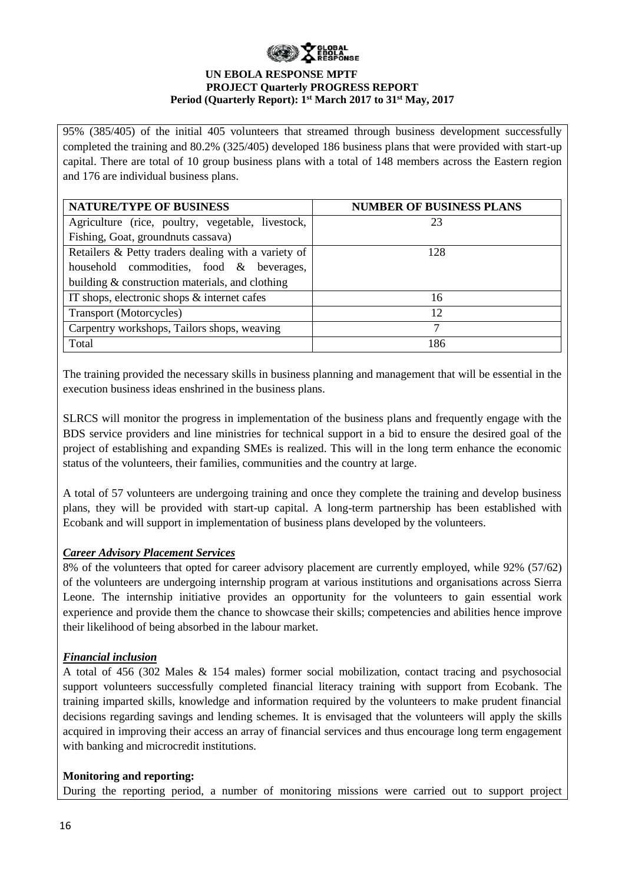95% (385/405) of the initial 405 volunteers that streamed through business development successfully completed the training and 80.2% (325/405) developed 186 business plans that were provided with start-up capital. There are total of 10 group business plans with a total of 148 members across the Eastern region and 176 are individual business plans.

| NATURE/TYPE OF BUSINESS | NUMBER OF BUSINESS PLANS |
|---|---|
| Agriculture (rice, poultry, vegetable, livestock, Fishing, Goat, groundnuts cassava) | 23 |
| Retailers & Petty traders dealing with a variety of household commodities, food & beverages, building & construction materials, and clothing | 128 |
| IT shops, electronic shops & internet cafes | 16 |
| Transport (Motorcycles) | 12 |
| Carpentry workshops, Tailors shops, weaving | 7 |
| Total | 186 |

The training provided the necessary skills in business planning and management that will be essential in the execution business ideas enshrined in the business plans.

SLRCS will monitor the progress in implementation of the business plans and frequently engage with the BDS service providers and line ministries for technical support in a bid to ensure the desired goal of the project of establishing and expanding SMEs is realized. This will in the long term enhance the economic status of the volunteers, their families, communities and the country at large.

A total of 57 volunteers are undergoing training and once they complete the training and develop business plans, they will be provided with start-up capital. A long-term partnership has been established with Ecobank and will support in implementation of business plans developed by the volunteers.

***Career Advisory Placement Services***

8% of the volunteers that opted for career advisory placement are currently employed, while 92% (57/62) of the volunteers are undergoing internship program at various institutions and organisations across Sierra Leone. The internship initiative provides an opportunity for the volunteers to gain essential work experience and provide them the chance to showcase their skills; competencies and abilities hence improve their likelihood of being absorbed in the labour market.

***Financial inclusion***

A total of 456 (302 Males & 154 males) former social mobilization, contact tracing and psychosocial support volunteers successfully completed financial literacy training with support from Ecobank. The training imparted skills, knowledge and information required by the volunteers to make prudent financial decisions regarding savings and lending schemes. It is envisaged that the volunteers will apply the skills acquired in improving their access an array of financial services and thus encourage long term engagement with banking and microcredit institutions.

**Monitoring and reporting:**

During the reporting period, a number of monitoring missions were carried out to support project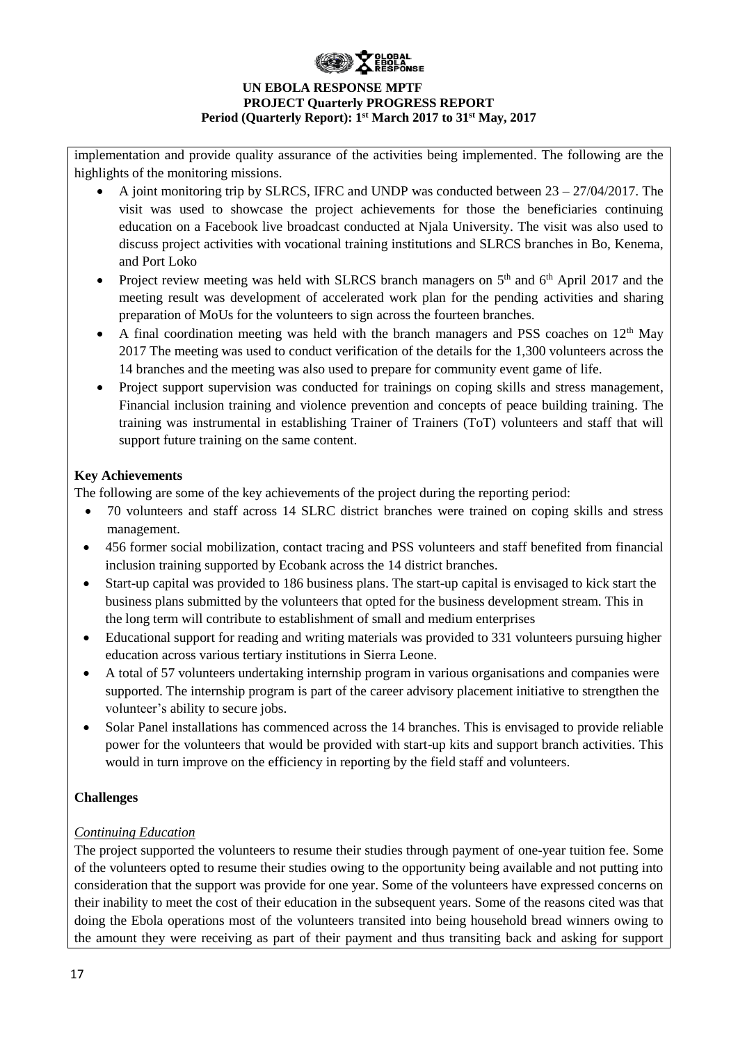implementation and provide quality assurance of the activities being implemented. The following are the highlights of the monitoring missions.

- A joint monitoring trip by SLRCS, IFRC and UNDP was conducted between 23 – 27/04/2017. The visit was used to showcase the project achievements for those the beneficiaries continuing education on a Facebook live broadcast conducted at Njala University. The visit was also used to discuss project activities with vocational training institutions and SLRCS branches in Bo, Kenema, and Port Loko
- Project review meeting was held with SLRCS branch managers on 5th and 6th April 2017 and the meeting result was development of accelerated work plan for the pending activities and sharing preparation of MoUs for the volunteers to sign across the fourteen branches.
- A final coordination meeting was held with the branch managers and PSS coaches on 12th May 2017 The meeting was used to conduct verification of the details for the 1,300 volunteers across the 14 branches and the meeting was also used to prepare for community event game of life.
- Project support supervision was conducted for trainings on coping skills and stress management, Financial inclusion training and violence prevention and concepts of peace building training. The training was instrumental in establishing Trainer of Trainers (ToT) volunteers and staff that will support future training on the same content.

**Key Achievements**

The following are some of the key achievements of the project during the reporting period:

- 70 volunteers and staff across 14 SLRC district branches were trained on coping skills and stress management.
- 456 former social mobilization, contact tracing and PSS volunteers and staff benefited from financial inclusion training supported by Ecobank across the 14 district branches.
- Start-up capital was provided to 186 business plans. The start-up capital is envisaged to kick start the business plans submitted by the volunteers that opted for the business development stream. This in the long term will contribute to establishment of small and medium enterprises
- Educational support for reading and writing materials was provided to 331 volunteers pursuing higher education across various tertiary institutions in Sierra Leone.
- A total of 57 volunteers undertaking internship program in various organisations and companies were supported. The internship program is part of the career advisory placement initiative to strengthen the volunteer's ability to secure jobs.
- Solar Panel installations has commenced across the 14 branches. This is envisaged to provide reliable power for the volunteers that would be provided with start-up kits and support branch activities. This would in turn improve on the efficiency in reporting by the field staff and volunteers.

**Challenges**

*Continuing Education*

The project supported the volunteers to resume their studies through payment of one-year tuition fee. Some of the volunteers opted to resume their studies owing to the opportunity being available and not putting into consideration that the support was provide for one year. Some of the volunteers have expressed concerns on their inability to meet the cost of their education in the subsequent years. Some of the reasons cited was that doing the Ebola operations most of the volunteers transited into being household bread winners owing to the amount they were receiving as part of their payment and thus transiting back and asking for support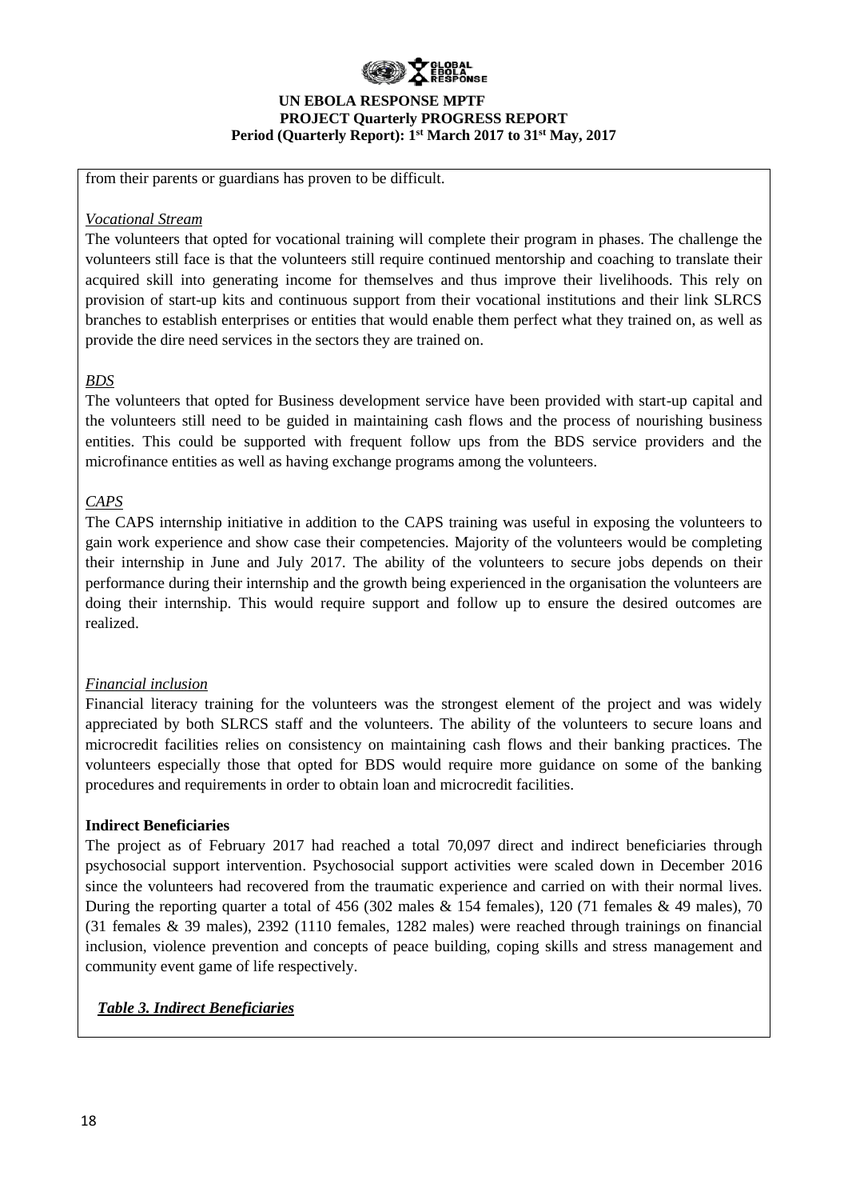from their parents or guardians has proven to be difficult.

*Vocational Stream*

The volunteers that opted for vocational training will complete their program in phases. The challenge the volunteers still face is that the volunteers still require continued mentorship and coaching to translate their acquired skill into generating income for themselves and thus improve their livelihoods. This rely on provision of start-up kits and continuous support from their vocational institutions and their link SLRCS branches to establish enterprises or entities that would enable them perfect what they trained on, as well as provide the dire need services in the sectors they are trained on.

*BDS*

The volunteers that opted for Business development service have been provided with start-up capital and the volunteers still need to be guided in maintaining cash flows and the process of nourishing business entities. This could be supported with frequent follow ups from the BDS service providers and the microfinance entities as well as having exchange programs among the volunteers.

*CAPS*

The CAPS internship initiative in addition to the CAPS training was useful in exposing the volunteers to gain work experience and show case their competencies. Majority of the volunteers would be completing their internship in June and July 2017. The ability of the volunteers to secure jobs depends on their performance during their internship and the growth being experienced in the organisation the volunteers are doing their internship. This would require support and follow up to ensure the desired outcomes are realized.

*Financial inclusion*

Financial literacy training for the volunteers was the strongest element of the project and was widely appreciated by both SLRCS staff and the volunteers. The ability of the volunteers to secure loans and microcredit facilities relies on consistency on maintaining cash flows and their banking practices. The volunteers especially those that opted for BDS would require more guidance on some of the banking procedures and requirements in order to obtain loan and microcredit facilities.

**Indirect Beneficiaries**

The project as of February 2017 had reached a total 70,097 direct and indirect beneficiaries through psychosocial support intervention. Psychosocial support activities were scaled down in December 2016 since the volunteers had recovered from the traumatic experience and carried on with their normal lives. During the reporting quarter a total of 456 (302 males & 154 females), 120 (71 females & 49 males), 70 (31 females & 39 males), 2392 (1110 females, 1282 males) were reached through trainings on financial inclusion, violence prevention and concepts of peace building, coping skills and stress management and community event game of life respectively.

***Table 3. Indirect Beneficiaries***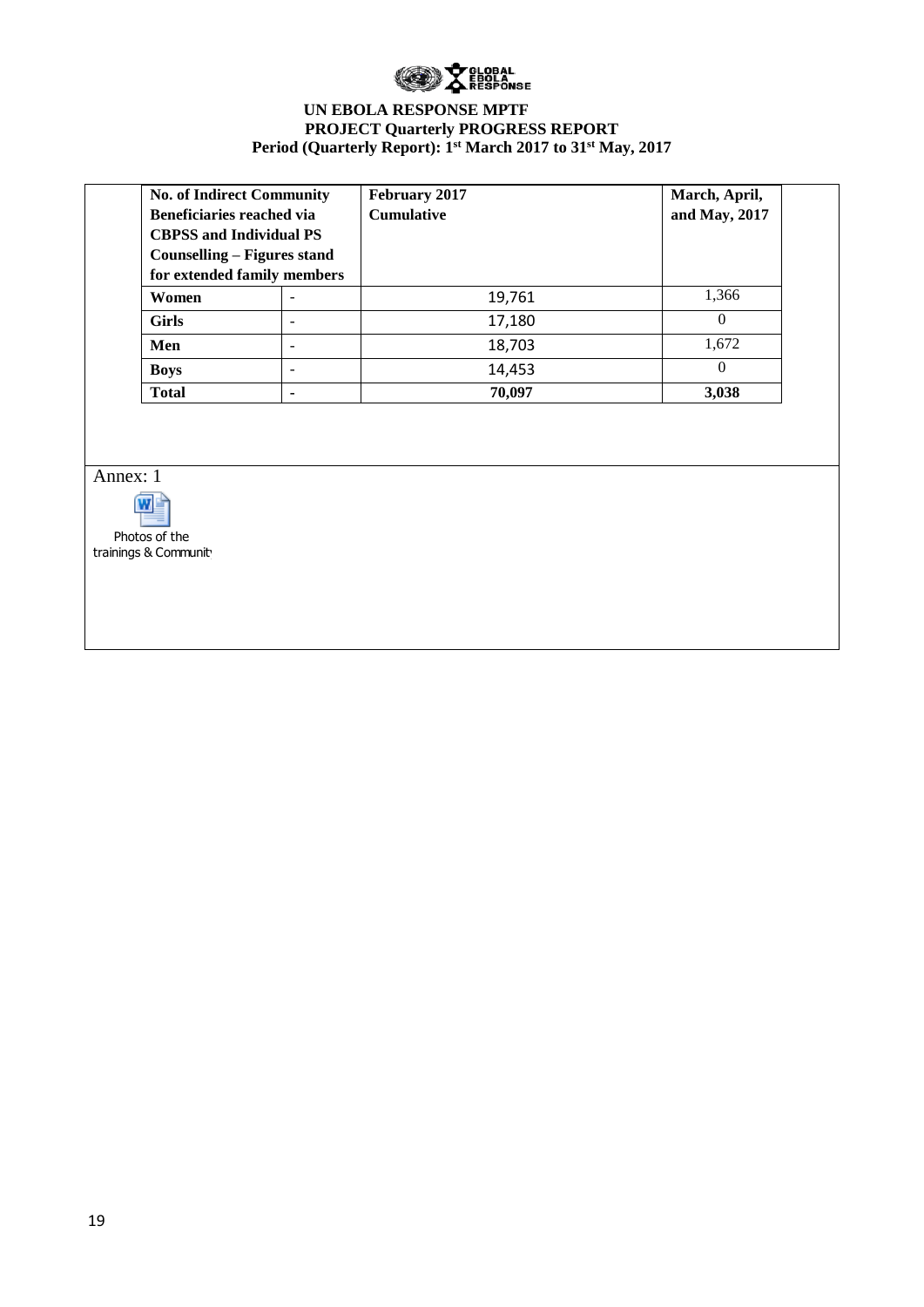# UN EBOLA RESPONSE MPTF

## PROJECT Quarterly PROGRESS REPORT

**Period (Quarterly Report): 1st March 2017 to 31st May, 2017**

| No. of Indirect Community Beneficiaries reached via CBPSS and Individual PS Counselling – Figures stand for extended family members | | February 2017 Cumulative | March, April, and May, 2017 |
|---|---|---|---|
| **Women** | - | 19,761 | 1,366 |
| **Girls** | - | 17,180 | 0 |
| **Men** | - | 18,703 | 1,672 |
| **Boys** | - | 14,453 | 0 |
| **Total** | **-** | **70,097** | **3,038** |

Annex: 1

Photos of the trainings & Community